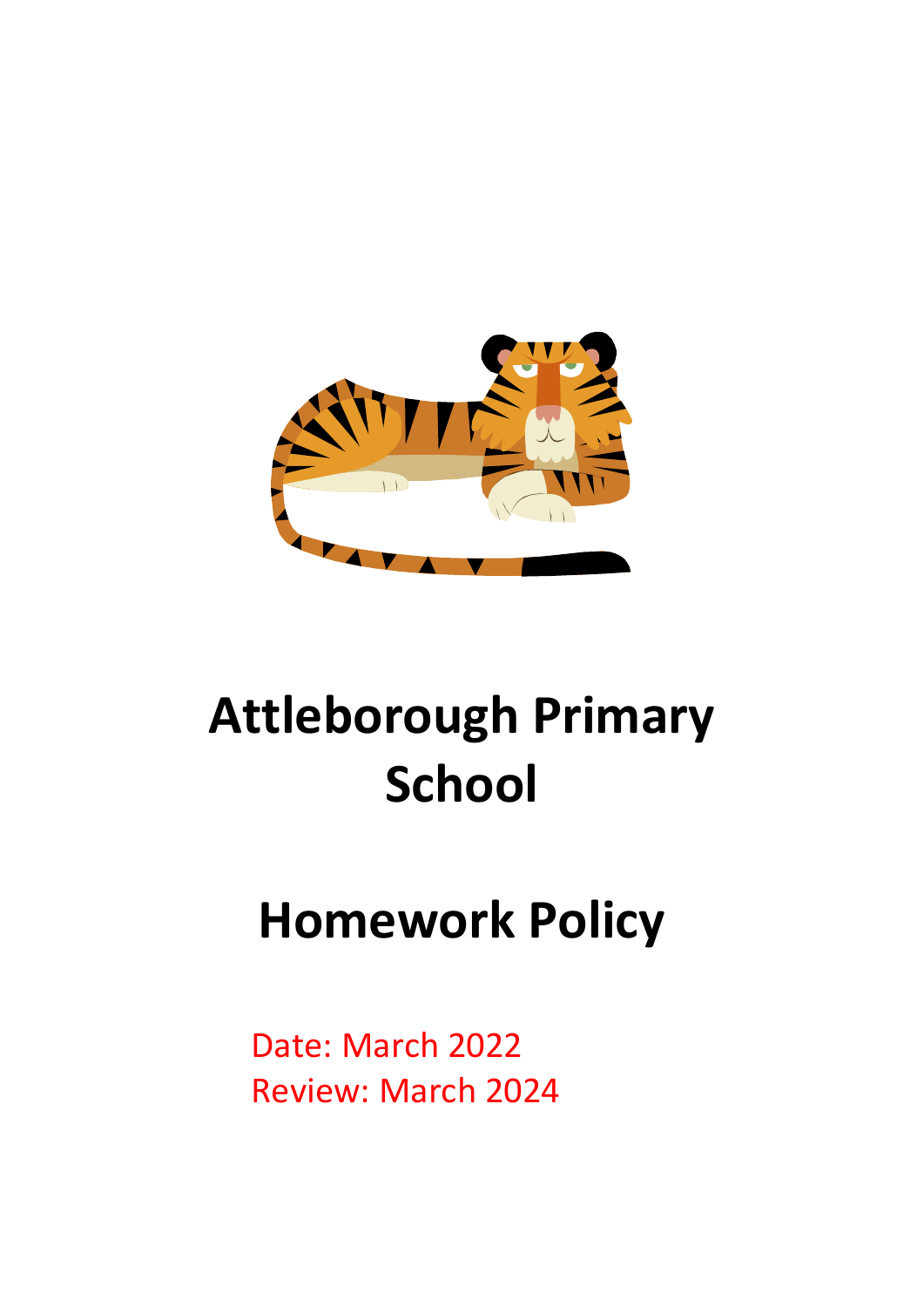# Attleborough Primary School

# Homework Policy

Date: March 2022
Review: March 2024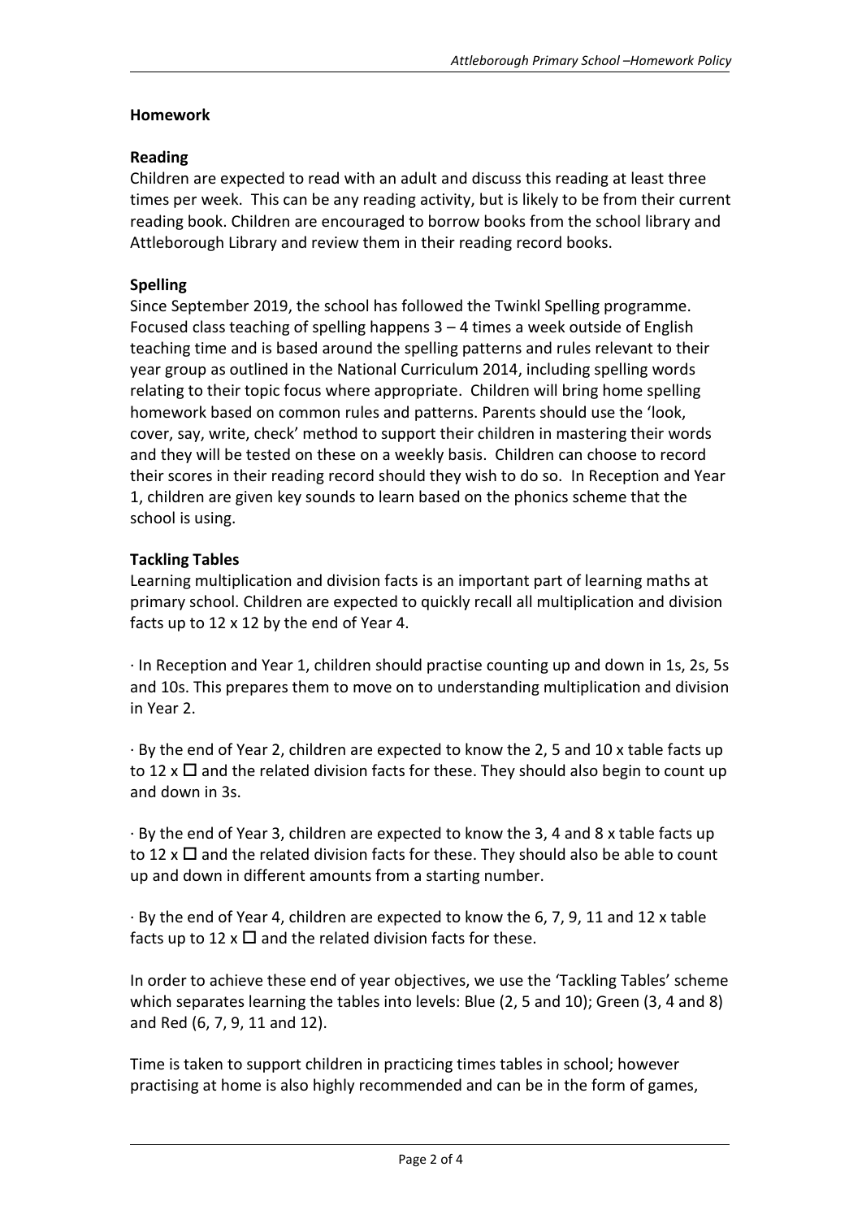**Homework**

**Reading**

Children are expected to read with an adult and discuss this reading at least three times per week. This can be any reading activity, but is likely to be from their current reading book. Children are encouraged to borrow books from the school library and Attleborough Library and review them in their reading record books.

**Spelling**

Since September 2019, the school has followed the Twinkl Spelling programme. Focused class teaching of spelling happens 3 – 4 times a week outside of English teaching time and is based around the spelling patterns and rules relevant to their year group as outlined in the National Curriculum 2014, including spelling words relating to their topic focus where appropriate. Children will bring home spelling homework based on common rules and patterns. Parents should use the 'look, cover, say, write, check' method to support their children in mastering their words and they will be tested on these on a weekly basis. Children can choose to record their scores in their reading record should they wish to do so. In Reception and Year 1, children are given key sounds to learn based on the phonics scheme that the school is using.

**Tackling Tables**

Learning multiplication and division facts is an important part of learning maths at primary school. Children are expected to quickly recall all multiplication and division facts up to 12 x 12 by the end of Year 4.

· In Reception and Year 1, children should practise counting up and down in 1s, 2s, 5s and 10s. This prepares them to move on to understanding multiplication and division in Year 2.

· By the end of Year 2, children are expected to know the 2, 5 and 10 x table facts up to 12 x □ and the related division facts for these. They should also begin to count up and down in 3s.

· By the end of Year 3, children are expected to know the 3, 4 and 8 x table facts up to 12 x □ and the related division facts for these. They should also be able to count up and down in different amounts from a starting number.

· By the end of Year 4, children are expected to know the 6, 7, 9, 11 and 12 x table facts up to 12 x □ and the related division facts for these.

In order to achieve these end of year objectives, we use the 'Tackling Tables' scheme which separates learning the tables into levels: Blue (2, 5 and 10); Green (3, 4 and 8) and Red (6, 7, 9, 11 and 12).

Time is taken to support children in practicing times tables in school; however practising at home is also highly recommended and can be in the form of games,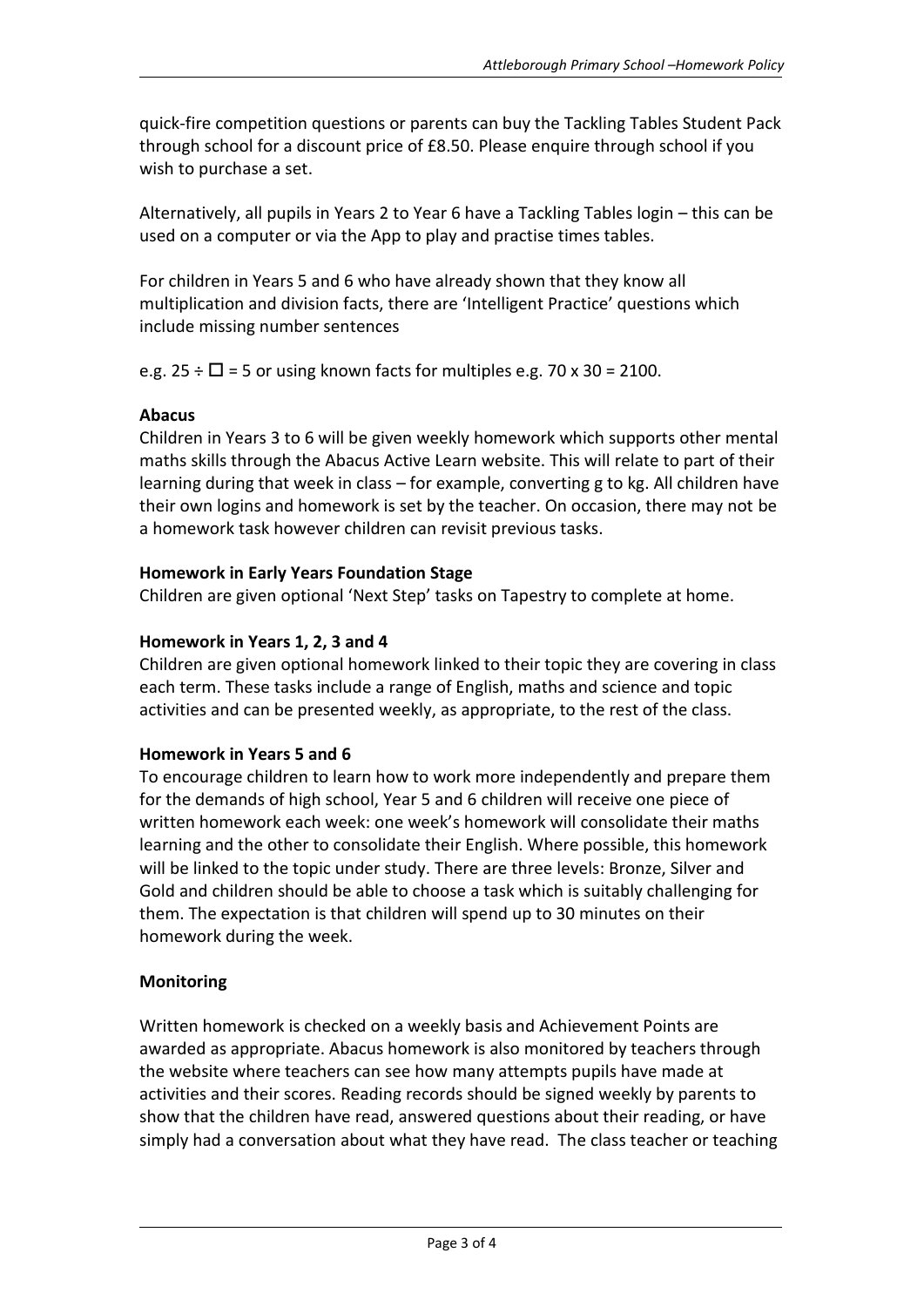quick-fire competition questions or parents can buy the Tackling Tables Student Pack through school for a discount price of £8.50. Please enquire through school if you wish to purchase a set.

Alternatively, all pupils in Years 2 to Year 6 have a Tackling Tables login – this can be used on a computer or via the App to play and practise times tables.

For children in Years 5 and 6 who have already shown that they know all multiplication and division facts, there are 'Intelligent Practice' questions which include missing number sentences

e.g. $25 \div \square = 5$ or using known facts for multiples e.g. $70 \times 30 = 2100$.

**Abacus**

Children in Years 3 to 6 will be given weekly homework which supports other mental maths skills through the Abacus Active Learn website. This will relate to part of their learning during that week in class – for example, converting g to kg. All children have their own logins and homework is set by the teacher. On occasion, there may not be a homework task however children can revisit previous tasks.

**Homework in Early Years Foundation Stage**

Children are given optional 'Next Step' tasks on Tapestry to complete at home.

**Homework in Years 1, 2, 3 and 4**

Children are given optional homework linked to their topic they are covering in class each term. These tasks include a range of English, maths and science and topic activities and can be presented weekly, as appropriate, to the rest of the class.

**Homework in Years 5 and 6**

To encourage children to learn how to work more independently and prepare them for the demands of high school, Year 5 and 6 children will receive one piece of written homework each week: one week's homework will consolidate their maths learning and the other to consolidate their English. Where possible, this homework will be linked to the topic under study. There are three levels: Bronze, Silver and Gold and children should be able to choose a task which is suitably challenging for them. The expectation is that children will spend up to 30 minutes on their homework during the week.

**Monitoring**

Written homework is checked on a weekly basis and Achievement Points are awarded as appropriate. Abacus homework is also monitored by teachers through the website where teachers can see how many attempts pupils have made at activities and their scores. Reading records should be signed weekly by parents to show that the children have read, answered questions about their reading, or have simply had a conversation about what they have read. The class teacher or teaching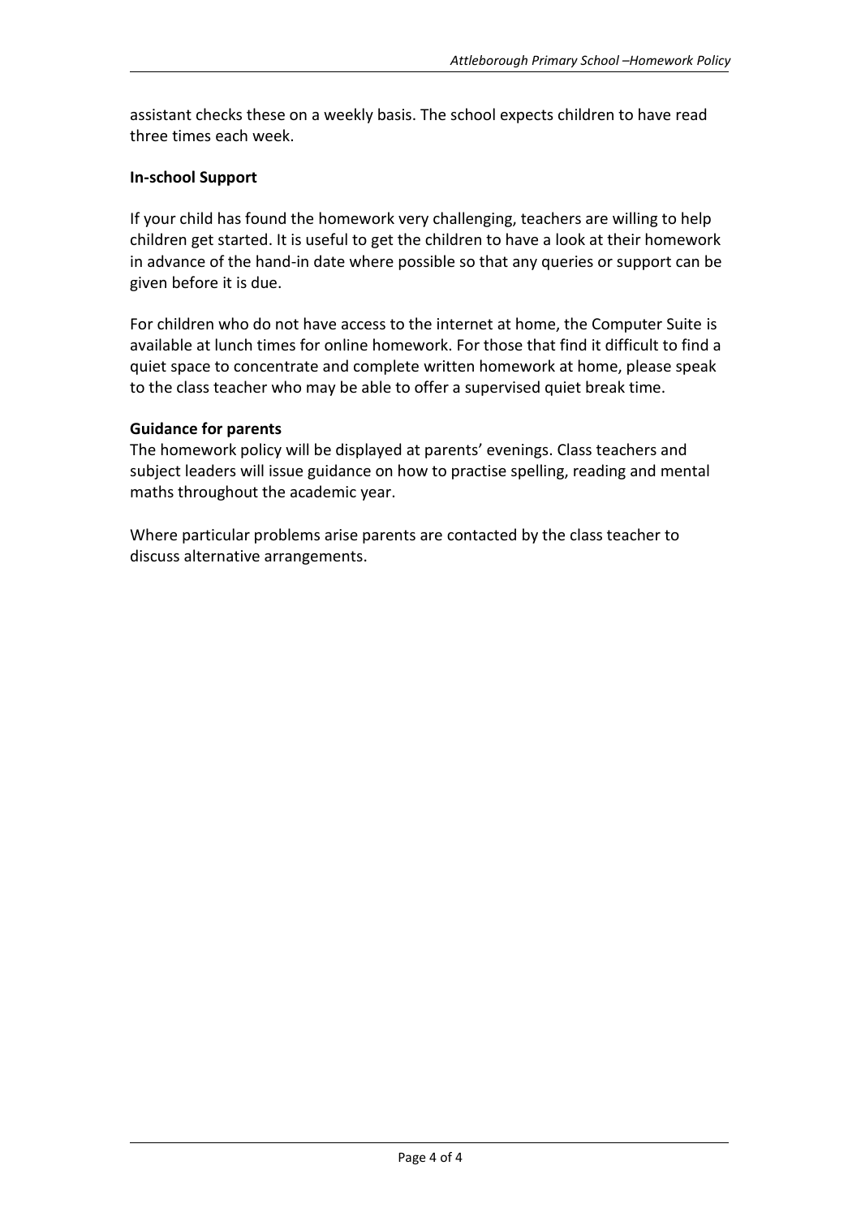assistant checks these on a weekly basis. The school expects children to have read three times each week.

**In-school Support**

If your child has found the homework very challenging, teachers are willing to help children get started. It is useful to get the children to have a look at their homework in advance of the hand-in date where possible so that any queries or support can be given before it is due.

For children who do not have access to the internet at home, the Computer Suite is available at lunch times for online homework. For those that find it difficult to find a quiet space to concentrate and complete written homework at home, please speak to the class teacher who may be able to offer a supervised quiet break time.

**Guidance for parents**

The homework policy will be displayed at parents' evenings. Class teachers and subject leaders will issue guidance on how to practise spelling, reading and mental maths throughout the academic year.

Where particular problems arise parents are contacted by the class teacher to discuss alternative arrangements.